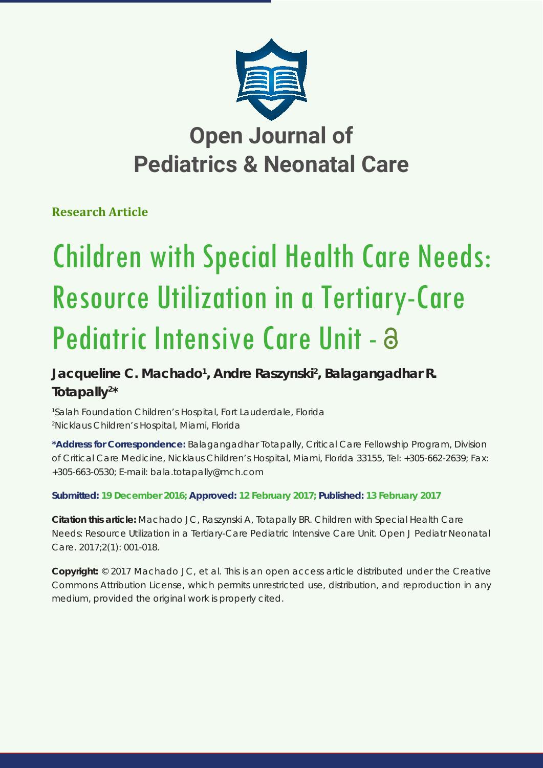# Open Journal of Pediatrics & Neonatal Care

**Research Article**

# Children with Special Health Care Needs: Resource Utilization in a Tertiary-Care Pediatric Intensive Care Unit

**Jacqueline C. Machado[1], Andre Raszynski[2], Balagangadhar R. Totapally[2]***

[1]Salah Foundation Children's Hospital, Fort Lauderdale, Florida
[2]Nicklaus Children's Hospital, Miami, Florida

**\*Address for Correspondence:** Balagangadhar Totapally, Critical Care Fellowship Program, Division of Critical Care Medicine, Nicklaus Children's Hospital, Miami, Florida 33155, Tel: +305-662-2639; Fax: +305-663-0530; E-mail: bala.totapally@mch.com

**Submitted: 19 December 2016; Approved: 12 February 2017; Published: 13 February 2017**

**Citation this article:** Machado JC, Raszynski A, Totapally BR. Children with Special Health Care Needs: Resource Utilization in a Tertiary-Care Pediatric Intensive Care Unit. Open J Pediatr Neonatal Care. 2017;2(1): 001-018.

**Copyright:** © 2017 Machado JC, et al. This is an open access article distributed under the Creative Commons Attribution License, which permits unrestricted use, distribution, and reproduction in any medium, provided the original work is properly cited.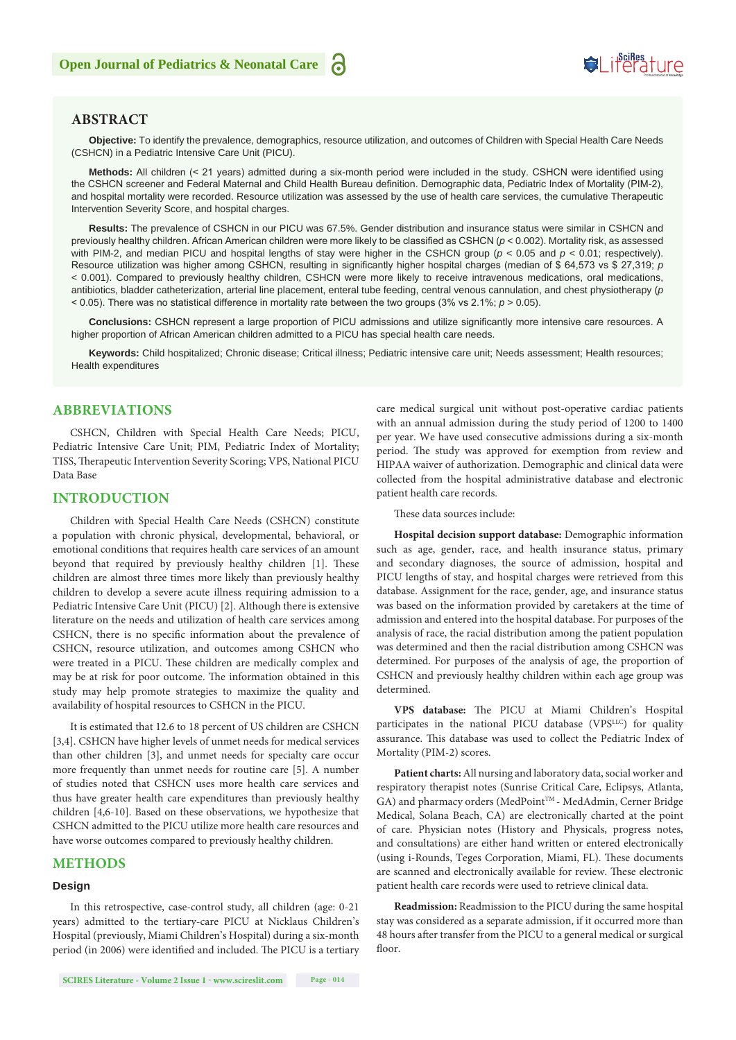## ABSTRACT

**Objective:** To identify the prevalence, demographics, resource utilization, and outcomes of Children with Special Health Care Needs (CSHCN) in a Pediatric Intensive Care Unit (PICU).

**Methods:** All children (< 21 years) admitted during a six-month period were included in the study. CSHCN were identified using the CSHCN screener and Federal Maternal and Child Health Bureau definition. Demographic data, Pediatric Index of Mortality (PIM-2), and hospital mortality were recorded. Resource utilization was assessed by the use of health care services, the cumulative Therapeutic Intervention Severity Score, and hospital charges.

**Results:** The prevalence of CSHCN in our PICU was 67.5%. Gender distribution and insurance status were similar in CSHCN and previously healthy children. African American children were more likely to be classified as CSHCN ($p < 0.002$). Mortality risk, as assessed with PIM-2, and median PICU and hospital lengths of stay were higher in the CSHCN group ($p < 0.05$ and $p < 0.01$; respectively). Resource utilization was higher among CSHCN, resulting in significantly higher hospital charges (median of \$ 64,573 vs \$ 27,319; $p < 0.001$). Compared to previously healthy children, CSHCN were more likely to receive intravenous medications, oral medications, antibiotics, bladder catheterization, arterial line placement, enteral tube feeding, central venous cannulation, and chest physiotherapy ($p < 0.05$). There was no statistical difference in mortality rate between the two groups (3% vs 2.1%; $p > 0.05$).

**Conclusions:** CSHCN represent a large proportion of PICU admissions and utilize significantly more intensive care resources. A higher proportion of African American children admitted to a PICU has special health care needs.

**Keywords:** Child hospitalized; Chronic disease; Critical illness; Pediatric intensive care unit; Needs assessment; Health resources; Health expenditures

## ABBREVIATIONS

CSHCN, Children with Special Health Care Needs; PICU, Pediatric Intensive Care Unit; PIM, Pediatric Index of Mortality; TISS, Therapeutic Intervention Severity Scoring; VPS, National PICU Data Base

## INTRODUCTION

Children with Special Health Care Needs (CSHCN) constitute a population with chronic physical, developmental, behavioral, or emotional conditions that requires health care services of an amount beyond that required by previously healthy children [1]. These children are almost three times more likely than previously healthy children to develop a severe acute illness requiring admission to a Pediatric Intensive Care Unit (PICU) [2]. Although there is extensive literature on the needs and utilization of health care services among CSHCN, there is no specific information about the prevalence of CSHCN, resource utilization, and outcomes among CSHCN who were treated in a PICU. These children are medically complex and may be at risk for poor outcome. The information obtained in this study may help promote strategies to maximize the quality and availability of hospital resources to CSHCN in the PICU.

It is estimated that 12.6 to 18 percent of US children are CSHCN [3,4]. CSHCN have higher levels of unmet needs for medical services than other children [3], and unmet needs for specialty care occur more frequently than unmet needs for routine care [5]. A number of studies noted that CSHCN uses more health care services and thus have greater health care expenditures than previously healthy children [4,6-10]. Based on these observations, we hypothesize that CSHCN admitted to the PICU utilize more health care resources and have worse outcomes compared to previously healthy children.

## METHODS

### Design

In this retrospective, case-control study, all children (age: 0-21 years) admitted to the tertiary-care PICU at Nicklaus Children's Hospital (previously, Miami Children's Hospital) during a six-month period (in 2006) were identified and included. The PICU is a tertiary care medical surgical unit without post-operative cardiac patients with an annual admission during the study period of 1200 to 1400 per year. We have used consecutive admissions during a six-month period. The study was approved for exemption from review and HIPAA waiver of authorization. Demographic and clinical data were collected from the hospital administrative database and electronic patient health care records.

These data sources include:

**Hospital decision support database:** Demographic information such as age, gender, race, and health insurance status, primary and secondary diagnoses, the source of admission, hospital and PICU lengths of stay, and hospital charges were retrieved from this database. Assignment for the race, gender, age, and insurance status was based on the information provided by caretakers at the time of admission and entered into the hospital database. For purposes of the analysis of race, the racial distribution among the patient population was determined and then the racial distribution among CSHCN was determined. For purposes of the analysis of age, the proportion of CSHCN and previously healthy children within each age group was determined.

**VPS database:** The PICU at Miami Children's Hospital participates in the national PICU database (VPS[LLC]) for quality assurance. This database was used to collect the Pediatric Index of Mortality (PIM-2) scores.

**Patient charts:** All nursing and laboratory data, social worker and respiratory therapist notes (Sunrise Critical Care, Eclipsys, Atlanta, GA) and pharmacy orders (MedPoint™ - MedAdmin, Cerner Bridge Medical, Solana Beach, CA) are electronically charted at the point of care. Physician notes (History and Physicals, progress notes, and consultations) are either hand written or entered electronically (using i-Rounds, Teges Corporation, Miami, FL). These documents are scanned and electronically available for review. These electronic patient health care records were used to retrieve clinical data.

**Readmission:** Readmission to the PICU during the same hospital stay was considered as a separate admission, if it occurred more than 48 hours after transfer from the PICU to a general medical or surgical floor.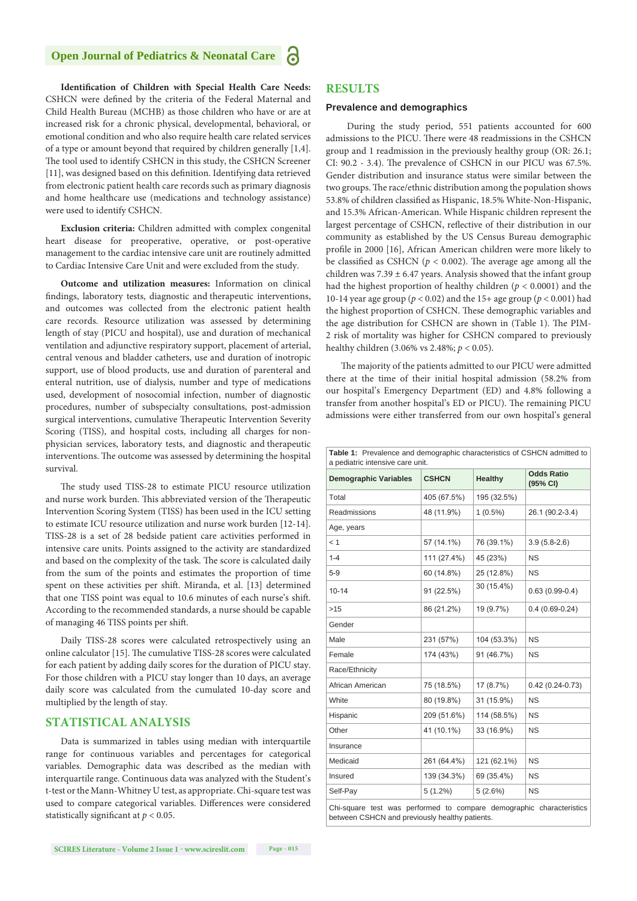**Identification of Children with Special Health Care Needs:** CSHCN were defined by the criteria of the Federal Maternal and Child Health Bureau (MCHB) as those children who have or are at increased risk for a chronic physical, developmental, behavioral, or emotional condition and who also require health care related services of a type or amount beyond that required by children generally [1,4]. The tool used to identify CSHCN in this study, the CSHCN Screener [11], was designed based on this definition. Identifying data retrieved from electronic patient health care records such as primary diagnosis and home healthcare use (medications and technology assistance) were used to identify CSHCN.

**Exclusion criteria:** Children admitted with complex congenital heart disease for preoperative, operative, or post-operative management to the cardiac intensive care unit are routinely admitted to Cardiac Intensive Care Unit and were excluded from the study.

**Outcome and utilization measures:** Information on clinical findings, laboratory tests, diagnostic and therapeutic interventions, and outcomes was collected from the electronic patient health care records. Resource utilization was assessed by determining length of stay (PICU and hospital), use and duration of mechanical ventilation and adjunctive respiratory support, placement of arterial, central venous and bladder catheters, use and duration of inotropic support, use of blood products, use and duration of parenteral and enteral nutrition, use of dialysis, number and type of medications used, development of nosocomial infection, number of diagnostic procedures, number of subspecialty consultations, post-admission surgical interventions, cumulative Therapeutic Intervention Severity Scoring (TISS), and hospital costs, including all charges for non-physician services, laboratory tests, and diagnostic and therapeutic interventions. The outcome was assessed by determining the hospital survival.

The study used TISS-28 to estimate PICU resource utilization and nurse work burden. This abbreviated version of the Therapeutic Intervention Scoring System (TISS) has been used in the ICU setting to estimate ICU resource utilization and nurse work burden [12-14]. TISS-28 is a set of 28 bedside patient care activities performed in intensive care units. Points assigned to the activity are standardized and based on the complexity of the task. The score is calculated daily from the sum of the points and estimates the proportion of time spent on these activities per shift. Miranda, et al. [13] determined that one TISS point was equal to 10.6 minutes of each nurse's shift. According to the recommended standards, a nurse should be capable of managing 46 TISS points per shift.

Daily TISS-28 scores were calculated retrospectively using an online calculator [15]. The cumulative TISS-28 scores were calculated for each patient by adding daily scores for the duration of PICU stay. For those children with a PICU stay longer than 10 days, an average daily score was calculated from the cumulated 10-day score and multiplied by the length of stay.

## STATISTICAL ANALYSIS

Data is summarized in tables using median with interquartile range for continuous variables and percentages for categorical variables. Demographic data was described as the median with interquartile range. Continuous data was analyzed with the Student's t-test or the Mann-Whitney U test, as appropriate. Chi-square test was used to compare categorical variables. Differences were considered statistically significant at $p < 0.05$.

## RESULTS

### Prevalence and demographics

During the study period, 551 patients accounted for 600 admissions to the PICU. There were 48 readmissions in the CSHCN group and 1 readmission in the previously healthy group (OR: 26.1; CI: 90.2 - 3.4). The prevalence of CSHCN in our PICU was 67.5%. Gender distribution and insurance status were similar between the two groups. The race/ethnic distribution among the population shows 53.8% of children classified as Hispanic, 18.5% White-Non-Hispanic, and 15.3% African-American. While Hispanic children represent the largest percentage of CSHCN, their distribution in our community as established by the US Census Bureau demographic profile in 2000 [16], African American children were more likely to be classified as CSHCN ($p < 0.002$). The average age among all the children was 7.39 ± 6.47 years. Analysis showed that the infant group had the highest proportion of healthy children ($p < 0.0001$) and the 10-14 year age group ($p < 0.02$) and the 15+ age group ($p < 0.001$) had the highest proportion of CSHCN. These demographic variables and the age distribution for CSHCN are shown in (Table 1). The PIM-2 risk of mortality was higher for CSHCN compared to previously healthy children (3.06% vs 2.48%; $p < 0.05$).

The majority of the patients admitted to our PICU were admitted there at the time of their initial hospital admission (58.2% from our hospital's Emergency Department (ED) and 4.8% following a transfer from another hospital's ED or PICU). The remaining PICU admissions were either transferred from our own hospital's general

**Table 1:** Prevalence and demographic characteristics of CSHCN admitted to a pediatric intensive care unit.

| Demographic Variables | CSHCN | Healthy | Odds Ratio (95% CI) |
|---|---|---|---|
| Total | 405 (67.5%) | 195 (32.5%) | |
| Readmissions | 48 (11.9%) | 1 (0.5%) | 26.1 (90.2-3.4) |
| Age, years | | | |
| < 1 | 57 (14.1%) | 76 (39.1%) | 3.9 (5.8-2.6) |
| 1-4 | 111 (27.4%) | 45 (23%) | NS |
| 5-9 | 60 (14.8%) | 25 (12.8%) | NS |
| 10-14 | 91 (22.5%) | 30 (15.4%) | 0.63 (0.99-0.4) |
| >15 | 86 (21.2%) | 19 (9.7%) | 0.4 (0.69-0.24) |
| Gender | | | |
| Male | 231 (57%) | 104 (53.3%) | NS |
| Female | 174 (43%) | 91 (46.7%) | NS |
| Race/Ethnicity | | | |
| African American | 75 (18.5%) | 17 (8.7%) | 0.42 (0.24-0.73) |
| White | 80 (19.8%) | 31 (15.9%) | NS |
| Hispanic | 209 (51.6%) | 114 (58.5%) | NS |
| Other | 41 (10.1%) | 33 (16.9%) | NS |
| Insurance | | | |
| Medicaid | 261 (64.4%) | 121 (62.1%) | NS |
| Insured | 139 (34.3%) | 69 (35.4%) | NS |
| Self-Pay | 5 (1.2%) | 5 (2.6%) | NS |

Chi-square test was performed to compare demographic characteristics between CSHCN and previously healthy patients.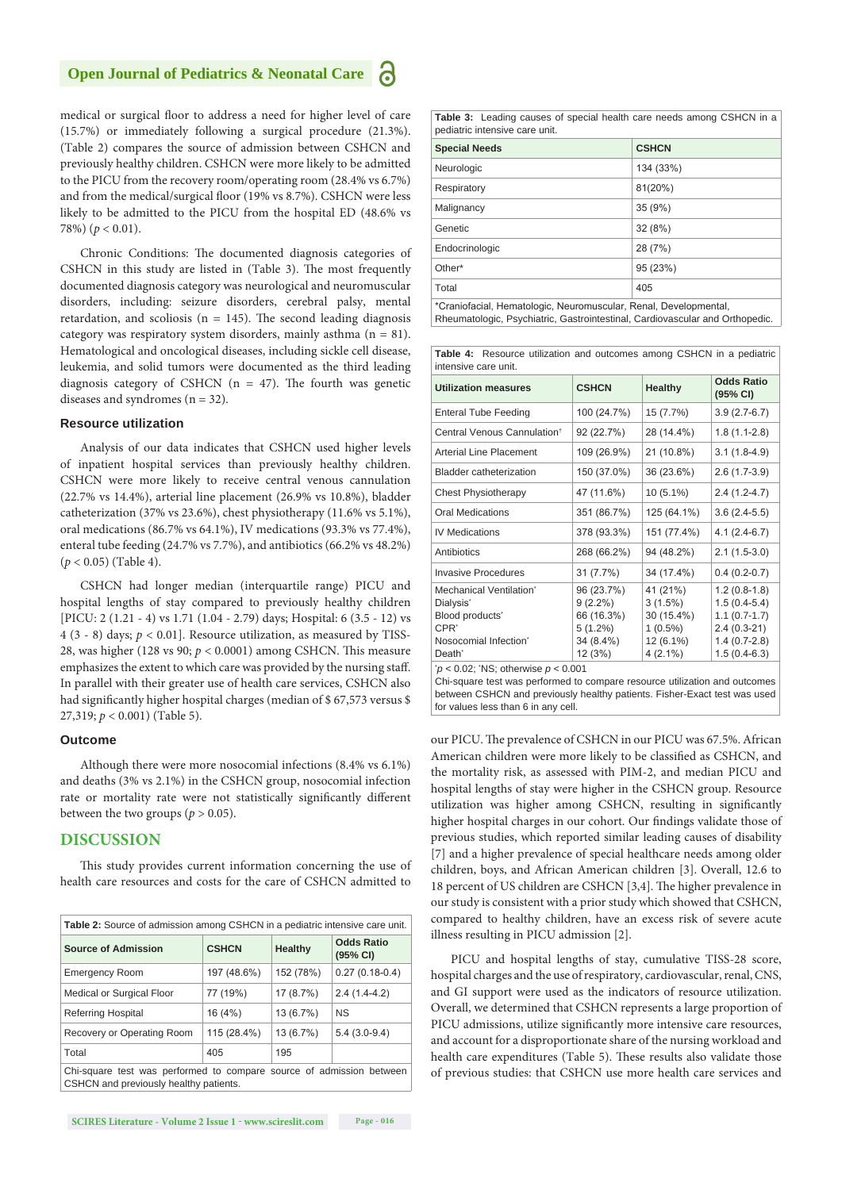medical or surgical floor to address a need for higher level of care (15.7%) or immediately following a surgical procedure (21.3%). (Table 2) compares the source of admission between CSHCN and previously healthy children. CSHCN were more likely to be admitted to the PICU from the recovery room/operating room (28.4% vs 6.7%) and from the medical/surgical floor (19% vs 8.7%). CSHCN were less likely to be admitted to the PICU from the hospital ED (48.6% vs 78%) ($p < 0.01$).

Chronic Conditions: The documented diagnosis categories of CSHCN in this study are listed in (Table 3). The most frequently documented diagnosis category was neurological and neuromuscular disorders, including: seizure disorders, cerebral palsy, mental retardation, and scoliosis (n = 145). The second leading diagnosis category was respiratory system disorders, mainly asthma (n = 81). Hematological and oncological diseases, including sickle cell disease, leukemia, and solid tumors were documented as the third leading diagnosis category of CSHCN (n = 47). The fourth was genetic diseases and syndromes (n = 32).

### Resource utilization

Analysis of our data indicates that CSHCN used higher levels of inpatient hospital services than previously healthy children. CSHCN were more likely to receive central venous cannulation (22.7% vs 14.4%), arterial line placement (26.9% vs 10.8%), bladder catheterization (37% vs 23.6%), chest physiotherapy (11.6% vs 5.1%), oral medications (86.7% vs 64.1%), IV medications (93.3% vs 77.4%), enteral tube feeding (24.7% vs 7.7%), and antibiotics (66.2% vs 48.2%) ($p < 0.05$) (Table 4).

CSHCN had longer median (interquartile range) PICU and hospital lengths of stay compared to previously healthy children [PICU: 2 (1.21 - 4) vs 1.71 (1.04 - 2.79) days; Hospital: 6 (3.5 - 12) vs 4 (3 - 8) days; $p < 0.01$]. Resource utilization, as measured by TISS-28, was higher (128 vs 90; $p < 0.0001$) among CSHCN. This measure emphasizes the extent to which care was provided by the nursing staff. In parallel with their greater use of health care services, CSHCN also had significantly higher hospital charges (median of $ 67,573 versus $ 27,319; $p < 0.001$) (Table 5).

### Outcome

Although there were more nosocomial infections (8.4% vs 6.1%) and deaths (3% vs 2.1%) in the CSHCN group, nosocomial infection rate or mortality rate were not statistically significantly different between the two groups ($p > 0.05$).

## DISCUSSION

This study provides current information concerning the use of health care resources and costs for the care of CSHCN admitted to our PICU. The prevalence of CSHCN in our PICU was 67.5%. African American children were more likely to be classified as CSHCN, and the mortality risk, as assessed with PIM-2, and median PICU and hospital lengths of stay were higher in the CSHCN group. Resource utilization was higher among CSHCN, resulting in significantly higher hospital charges in our cohort. Our findings validate those of previous studies, which reported similar leading causes of disability [7] and a higher prevalence of special healthcare needs among older children, boys, and African American children [3]. Overall, 12.6 to 18 percent of US children are CSHCN [3,4]. The higher prevalence in our study is consistent with a prior study which showed that CSHCN, compared to healthy children, have an excess risk of severe acute illness resulting in PICU admission [2].

PICU and hospital lengths of stay, cumulative TISS-28 score, hospital charges and the use of respiratory, cardiovascular, renal, CNS, and GI support were used as the indicators of resource utilization. Overall, we determined that CSHCN represents a large proportion of PICU admissions, utilize significantly more intensive care resources, and account for a disproportionate share of the nursing workload and health care expenditures (Table 5). These results also validate those of previous studies: that CSHCN use more health care services and

**Table 2:** Source of admission among CSHCN in a pediatric intensive care unit.

| Source of Admission | CSHCN | Healthy | Odds Ratio (95% CI) |
|---|---|---|---|
| Emergency Room | 197 (48.6%) | 152 (78%) | 0.27 (0.18-0.4) |
| Medical or Surgical Floor | 77 (19%) | 17 (8.7%) | 2.4 (1.4-4.2) |
| Referring Hospital | 16 (4%) | 13 (6.7%) | NS |
| Recovery or Operating Room | 115 (28.4%) | 13 (6.7%) | 5.4 (3.0-9.4) |
| Total | 405 | 195 | |

Chi-square test was performed to compare source of admission between CSHCN and previously healthy patients.

**Table 3:** Leading causes of special health care needs among CSHCN in a pediatric intensive care unit.

| Special Needs | CSHCN |
|---|---|
| Neurologic | 134 (33%) |
| Respiratory | 81(20%) |
| Malignancy | 35 (9%) |
| Genetic | 32 (8%) |
| Endocrinologic | 28 (7%) |
| Other* | 95 (23%) |
| Total | 405 |

*Craniofacial, Hematologic, Neuromuscular, Renal, Developmental, Rheumatologic, Psychiatric, Gastrointestinal, Cardiovascular and Orthopedic.

**Table 4:** Resource utilization and outcomes among CSHCN in a pediatric intensive care unit.

| Utilization measures | CSHCN | Healthy | Odds Ratio (95% CI) |
|---|---|---|---|
| Enteral Tube Feeding | 100 (24.7%) | 15 (7.7%) | 3.9 (2.7-6.7) |
| Central Venous Cannulation† | 92 (22.7%) | 28 (14.4%) | 1.8 (1.1-2.8) |
| Arterial Line Placement | 109 (26.9%) | 21 (10.8%) | 3.1 (1.8-4.9) |
| Bladder catheterization | 150 (37.0%) | 36 (23.6%) | 2.6 (1.7-3.9) |
| Chest Physiotherapy | 47 (11.6%) | 10 (5.1%) | 2.4 (1.2-4.7) |
| Oral Medications | 351 (86.7%) | 125 (64.1%) | 3.6 (2.4-5.5) |
| IV Medications | 378 (93.3%) | 151 (77.4%) | 4.1 (2.4-6.7) |
| Antibiotics | 268 (66.2%) | 94 (48.2%) | 2.1 (1.5-3.0) |
| Invasive Procedures | 31 (7.7%) | 34 (17.4%) | 0.4 (0.2-0.7) |
| Mechanical Ventilation* | 96 (23.7%) | 41 (21%) | 1.2 (0.8-1.8) |
| Dialysis* | 9 (2.2%) | 3 (1.5%) | 1.5 (0.4-5.4) |
| Blood products* | 66 (16.3%) | 30 (15.4%) | 1.1 (0.7-1.7) |
| CPR* | 5 (1.2%) | 1 (0.5%) | 2.4 (0.3-21) |
| Nosocomial Infection* | 34 (8.4%) | 12 (6.1%) | 1.4 (0.7-2.8) |
| Death* | 12 (3%) | 4 (2.1%) | 1.5 (0.4-6.3) |

†$p < 0.02$; *NS; otherwise $p < 0.001$

Chi-square test was performed to compare resource utilization and outcomes between CSHCN and previously healthy patients. Fisher-Exact test was used for values less than 6 in any cell.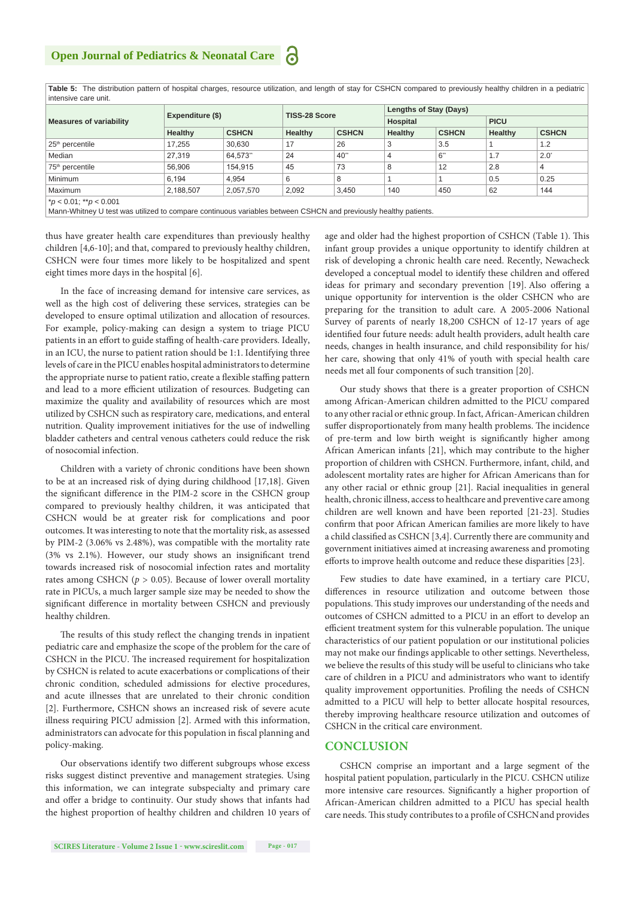**Table 5:** The distribution pattern of hospital charges, resource utilization, and length of stay for CSHCN compared to previously healthy children in a pediatric intensive care unit.

| Measures of variability | Expenditure ($) | | TISS-28 Score | | Lengths of Stay (Days) | | | |
|---|---|---|---|---|---|---|---|---|
| | | | | | Hospital | | PICU | |
| | Healthy | CSHCN | Healthy | CSHCN | Healthy | CSHCN | Healthy | CSHCN |
| 25th percentile | 17,255 | 30,630 | 17 | 26 | 3 | 3.5 | 1 | 1.2 |
| Median | 27,319 | 64,573** | 24 | 40** | 4 | 6** | 1.7 | 2.0* |
| 75th percentile | 56,906 | 154,915 | 45 | 73 | 8 | 12 | 2.8 | 4 |
| Minimum | 6,194 | 4,954 | 6 | 8 | 1 | 1 | 0.5 | 0.25 |
| Maximum | 2,188,507 | 2,057,570 | 2,092 | 3,450 | 140 | 450 | 62 | 144 |

*$p < 0.01$; **$p < 0.001$
Mann-Whitney U test was utilized to compare continuous variables between CSHCN and previously healthy patients.

thus have greater health care expenditures than previously healthy children [4,6-10]; and that, compared to previously healthy children, CSHCN were four times more likely to be hospitalized and spent eight times more days in the hospital [6].

In the face of increasing demand for intensive care services, as well as the high cost of delivering these services, strategies can be developed to ensure optimal utilization and allocation of resources. For example, policy-making can design a system to triage PICU patients in an effort to guide staffing of health-care providers. Ideally, in an ICU, the nurse to patient ration should be 1:1. Identifying three levels of care in the PICU enables hospital administrators to determine the appropriate nurse to patient ratio, create a flexible staffing pattern and lead to a more efficient utilization of resources. Budgeting can maximize the quality and availability of resources which are most utilized by CSHCN such as respiratory care, medications, and enteral nutrition. Quality improvement initiatives for the use of indwelling bladder catheters and central venous catheters could reduce the risk of nosocomial infection.

Children with a variety of chronic conditions have been shown to be at an increased risk of dying during childhood [17,18]. Given the significant difference in the PIM-2 score in the CSHCN group compared to previously healthy children, it was anticipated that CSHCN would be at greater risk for complications and poor outcomes. It was interesting to note that the mortality risk, as assessed by PIM-2 (3.06% vs 2.48%), was compatible with the mortality rate (3% vs 2.1%). However, our study shows an insignificant trend towards increased risk of nosocomial infection rates and mortality rates among CSHCN ($p > 0.05$). Because of lower overall mortality rate in PICUs, a much larger sample size may be needed to show the significant difference in mortality between CSHCN and previously healthy children.

The results of this study reflect the changing trends in inpatient pediatric care and emphasize the scope of the problem for the care of CSHCN in the PICU. The increased requirement for hospitalization by CSHCN is related to acute exacerbations or complications of their chronic condition, scheduled admissions for elective procedures, and acute illnesses that are unrelated to their chronic condition [2]. Furthermore, CSHCN shows an increased risk of severe acute illness requiring PICU admission [2]. Armed with this information, administrators can advocate for this population in fiscal planning and policy-making.

Our observations identify two different subgroups whose excess risks suggest distinct preventive and management strategies. Using this information, we can integrate subspecialty and primary care and offer a bridge to continuity. Our study shows that infants had the highest proportion of healthy children and children 10 years of age and older had the highest proportion of CSHCN (Table 1). This infant group provides a unique opportunity to identify children at risk of developing a chronic health care need. Recently, Newacheck developed a conceptual model to identify these children and offered ideas for primary and secondary prevention [19]. Also offering a unique opportunity for intervention is the older CSHCN who are preparing for the transition to adult care. A 2005-2006 National Survey of parents of nearly 18,200 CSHCN of 12-17 years of age identified four future needs: adult health providers, adult health care needs, changes in health insurance, and child responsibility for his/her care, showing that only 41% of youth with special health care needs met all four components of such transition [20].

Our study shows that there is a greater proportion of CSHCN among African-American children admitted to the PICU compared to any other racial or ethnic group. In fact, African-American children suffer disproportionately from many health problems. The incidence of pre-term and low birth weight is significantly higher among African American infants [21], which may contribute to the higher proportion of children with CSHCN. Furthermore, infant, child, and adolescent mortality rates are higher for African Americans than for any other racial or ethnic group [21]. Racial inequalities in general health, chronic illness, access to healthcare and preventive care among children are well known and have been reported [21-23]. Studies confirm that poor African American families are more likely to have a child classified as CSHCN [3,4]. Currently there are community and government initiatives aimed at increasing awareness and promoting efforts to improve health outcome and reduce these disparities [23].

Few studies to date have examined, in a tertiary care PICU, differences in resource utilization and outcome between those populations. This study improves our understanding of the needs and outcomes of CSHCN admitted to a PICU in an effort to develop an efficient treatment system for this vulnerable population. The unique characteristics of our patient population or our institutional policies may not make our findings applicable to other settings. Nevertheless, we believe the results of this study will be useful to clinicians who take care of children in a PICU and administrators who want to identify quality improvement opportunities. Profiling the needs of CSHCN admitted to a PICU will help to better allocate hospital resources, thereby improving healthcare resource utilization and outcomes of CSHCN in the critical care environment.

## CONCLUSION

CSHCN comprise an important and a large segment of the hospital patient population, particularly in the PICU. CSHCN utilize more intensive care resources. Significantly a higher proportion of African-American children admitted to a PICU has special health care needs. This study contributes to a profile of CSHCN and provides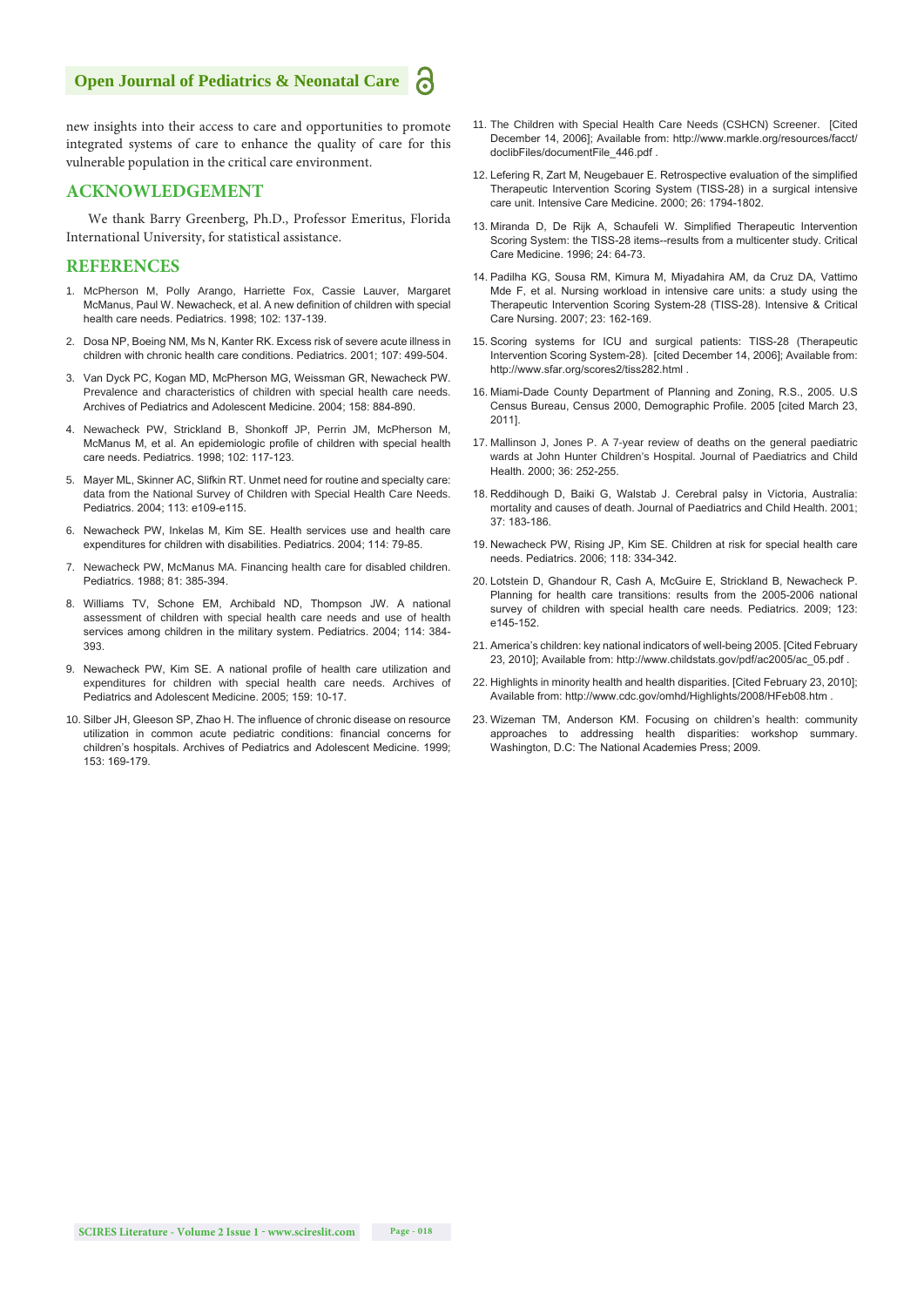new insights into their access to care and opportunities to promote integrated systems of care to enhance the quality of care for this vulnerable population in the critical care environment.

## ACKNOWLEDGEMENT

We thank Barry Greenberg, Ph.D., Professor Emeritus, Florida International University, for statistical assistance.

## REFERENCES

1. McPherson M, Polly Arango, Harriette Fox, Cassie Lauver, Margaret McManus, Paul W. Newacheck, et al. A new definition of children with special health care needs. Pediatrics. 1998; 102: 137-139.
2. Dosa NP, Boeing NM, Ms N, Kanter RK. Excess risk of severe acute illness in children with chronic health care conditions. Pediatrics. 2001; 107: 499-504.
3. Van Dyck PC, Kogan MD, McPherson MG, Weissman GR, Newacheck PW. Prevalence and characteristics of children with special health care needs. Archives of Pediatrics and Adolescent Medicine. 2004; 158: 884-890.
4. Newacheck PW, Strickland B, Shonkoff JP, Perrin JM, McPherson M, McManus M, et al. An epidemiologic profile of children with special health care needs. Pediatrics. 1998; 102: 117-123.
5. Mayer ML, Skinner AC, Slifkin RT. Unmet need for routine and specialty care: data from the National Survey of Children with Special Health Care Needs. Pediatrics. 2004; 113: e109-e115.
6. Newacheck PW, Inkelas M, Kim SE. Health services use and health care expenditures for children with disabilities. Pediatrics. 2004; 114: 79-85.
7. Newacheck PW, McManus MA. Financing health care for disabled children. Pediatrics. 1988; 81: 385-394.
8. Williams TV, Schone EM, Archibald ND, Thompson JW. A national assessment of children with special health care needs and use of health services among children in the military system. Pediatrics. 2004; 114: 384-393.
9. Newacheck PW, Kim SE. A national profile of health care utilization and expenditures for children with special health care needs. Archives of Pediatrics and Adolescent Medicine. 2005; 159: 10-17.
10. Silber JH, Gleeson SP, Zhao H. The influence of chronic disease on resource utilization in common acute pediatric conditions: financial concerns for children's hospitals. Archives of Pediatrics and Adolescent Medicine. 1999; 153: 169-179.
11. The Children with Special Health Care Needs (CSHCN) Screener. [Cited December 14, 2006]; Available from: http://www.markle.org/resources/facct/doclibFiles/documentFile_446.pdf .
12. Lefering R, Zart M, Neugebauer E. Retrospective evaluation of the simplified Therapeutic Intervention Scoring System (TISS-28) in a surgical intensive care unit. Intensive Care Medicine. 2000; 26: 1794-1802.
13. Miranda D, De Rijk A, Schaufeli W. Simplified Therapeutic Intervention Scoring System: the TISS-28 items--results from a multicenter study. Critical Care Medicine. 1996; 24: 64-73.
14. Padilha KG, Sousa RM, Kimura M, Miyadahira AM, da Cruz DA, Vattimo Mde F, et al. Nursing workload in intensive care units: a study using the Therapeutic Intervention Scoring System-28 (TISS-28). Intensive & Critical Care Nursing. 2007; 23: 162-169.
15. Scoring systems for ICU and surgical patients: TISS-28 (Therapeutic Intervention Scoring System-28). [cited December 14, 2006]; Available from: http://www.sfar.org/scores2/tiss282.html .
16. Miami-Dade County Department of Planning and Zoning, R.S., 2005. U.S Census Bureau, Census 2000, Demographic Profile. 2005 [cited March 23, 2011].
17. Mallinson J, Jones P. A 7-year review of deaths on the general paediatric wards at John Hunter Children's Hospital. Journal of Paediatrics and Child Health. 2000; 36: 252-255.
18. Reddihough D, Baiki G, Walstab J. Cerebral palsy in Victoria, Australia: mortality and causes of death. Journal of Paediatrics and Child Health. 2001; 37: 183-186.
19. Newacheck PW, Rising JP, Kim SE. Children at risk for special health care needs. Pediatrics. 2006; 118: 334-342.
20. Lotstein D, Ghandour R, Cash A, McGuire E, Strickland B, Newacheck P. Planning for health care transitions: results from the 2005-2006 national survey of children with special health care needs. Pediatrics. 2009; 123: e145-152.
21. America's children: key national indicators of well-being 2005. [Cited February 23, 2010]; Available from: http://www.childstats.gov/pdf/ac2005/ac_05.pdf .
22. Highlights in minority health and health disparities. [Cited February 23, 2010]; Available from: http://www.cdc.gov/omhd/Highlights/2008/HFeb08.htm .
23. Wizeman TM, Anderson KM. Focusing on children's health: community approaches to addressing health disparities: workshop summary. Washington, D.C: The National Academies Press; 2009.